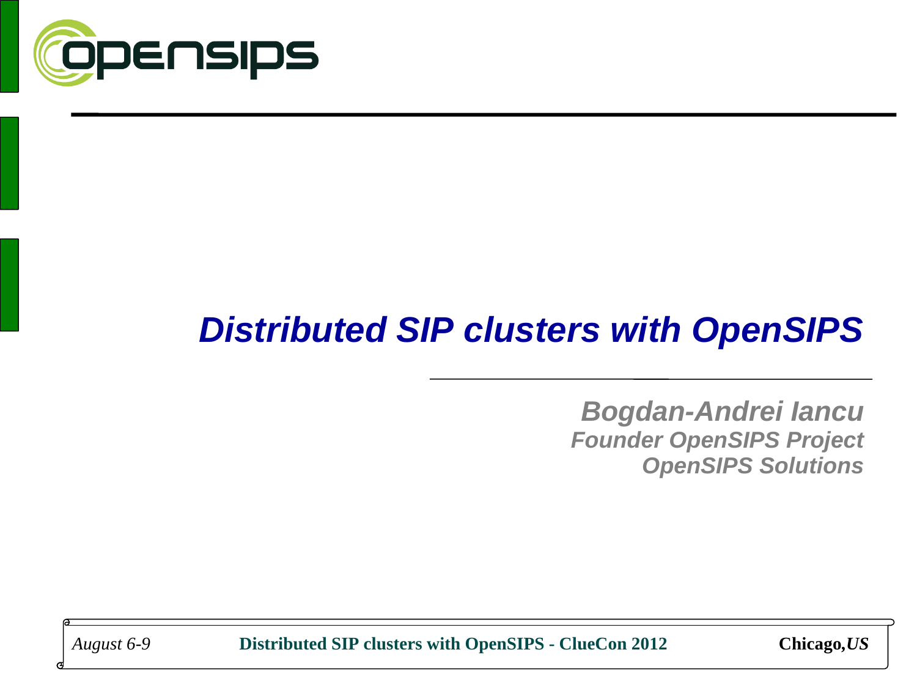# *Distributed SIP clusters with OpenSIPS*

***Bogdan-Andrei Iancu***
***Founder OpenSIPS Project***
***OpenSIPS Solutions***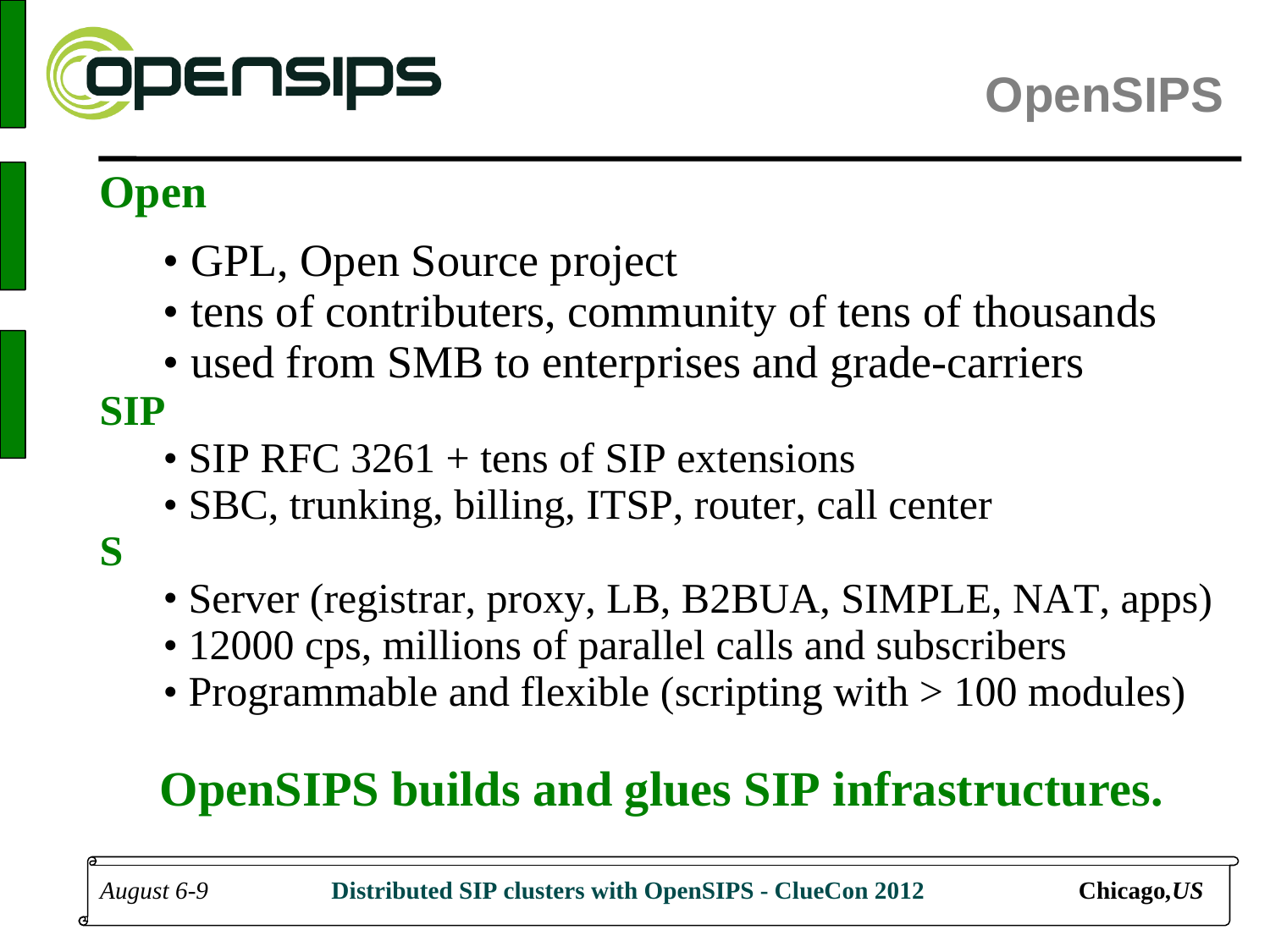# OpenSIPS

## Open

- GPL, Open Source project
- tens of contributers, community of tens of thousands
- used from SMB to enterprises and grade-carriers

## SIP

- SIP RFC 3261 + tens of SIP extensions
- SBC, trunking, billing, ITSP, router, call center

## S

- Server (registrar, proxy, LB, B2BUA, SIMPLE, NAT, apps)
- 12000 cps, millions of parallel calls and subscribers
- Programmable and flexible (scripting with > 100 modules)

**OpenSIPS builds and glues SIP infrastructures.**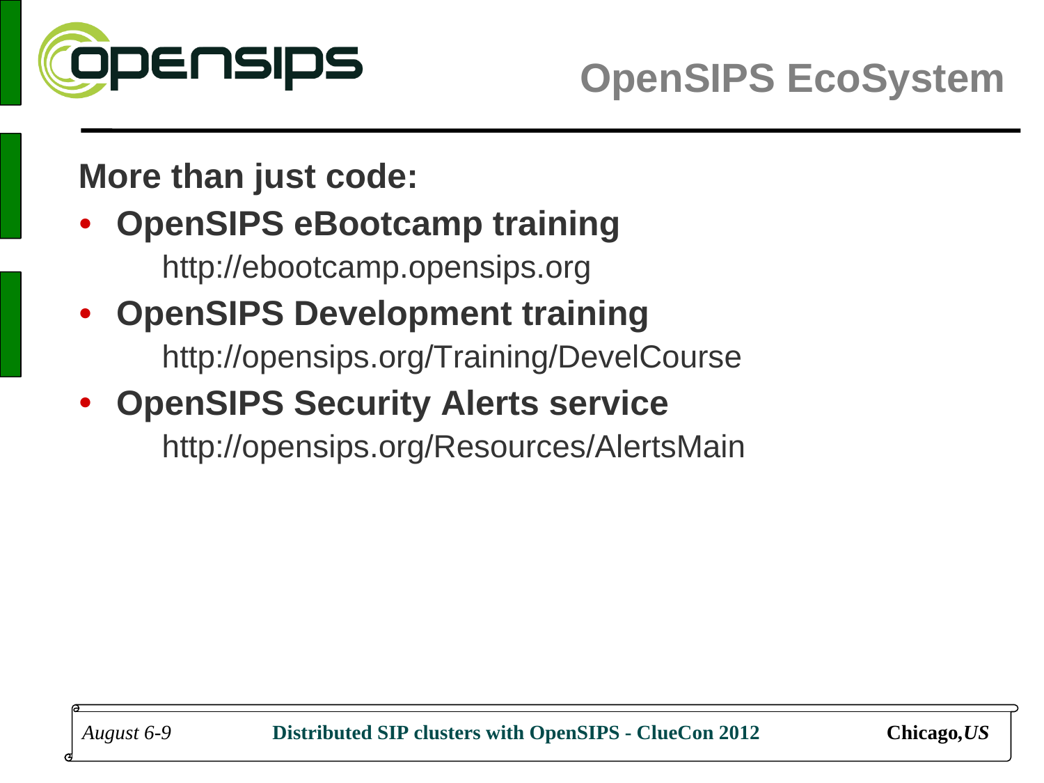# OpenSIPS EcoSystem

**More than just code:**

- **OpenSIPS eBootcamp training**
  http://ebootcamp.opensips.org
- **OpenSIPS Development training**
  http://opensips.org/Training/DevelCourse
- **OpenSIPS Security Alerts service**
  http://opensips.org/Resources/AlertsMain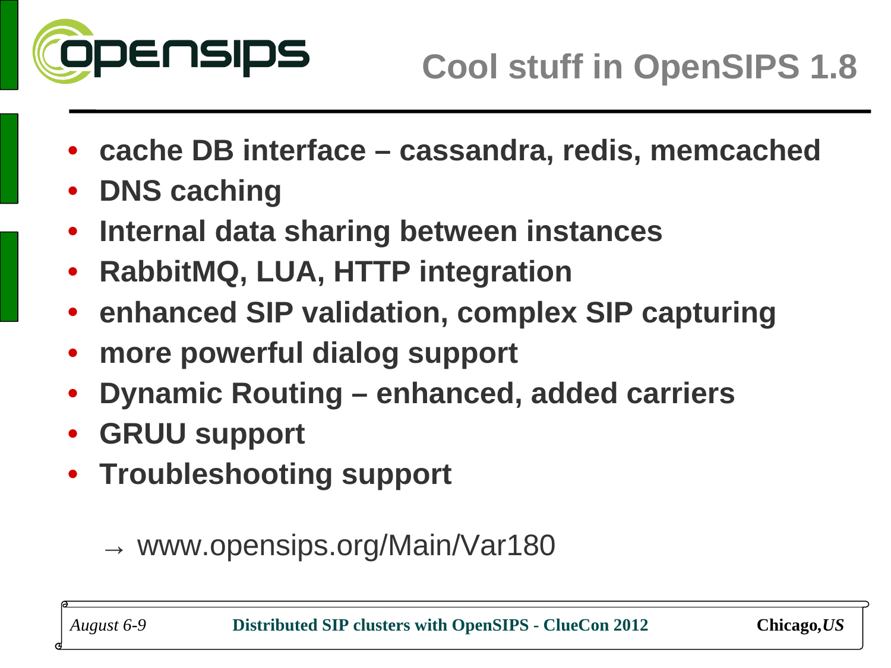# Cool stuff in OpenSIPS 1.8

- **cache DB interface – cassandra, redis, memcached**
- **DNS caching**
- **Internal data sharing between instances**
- **RabbitMQ, LUA, HTTP integration**
- **enhanced SIP validation, complex SIP capturing**
- **more powerful dialog support**
- **Dynamic Routing – enhanced, added carriers**
- **GRUU support**
- **Troubleshooting support**

→ www.opensips.org/Main/Var180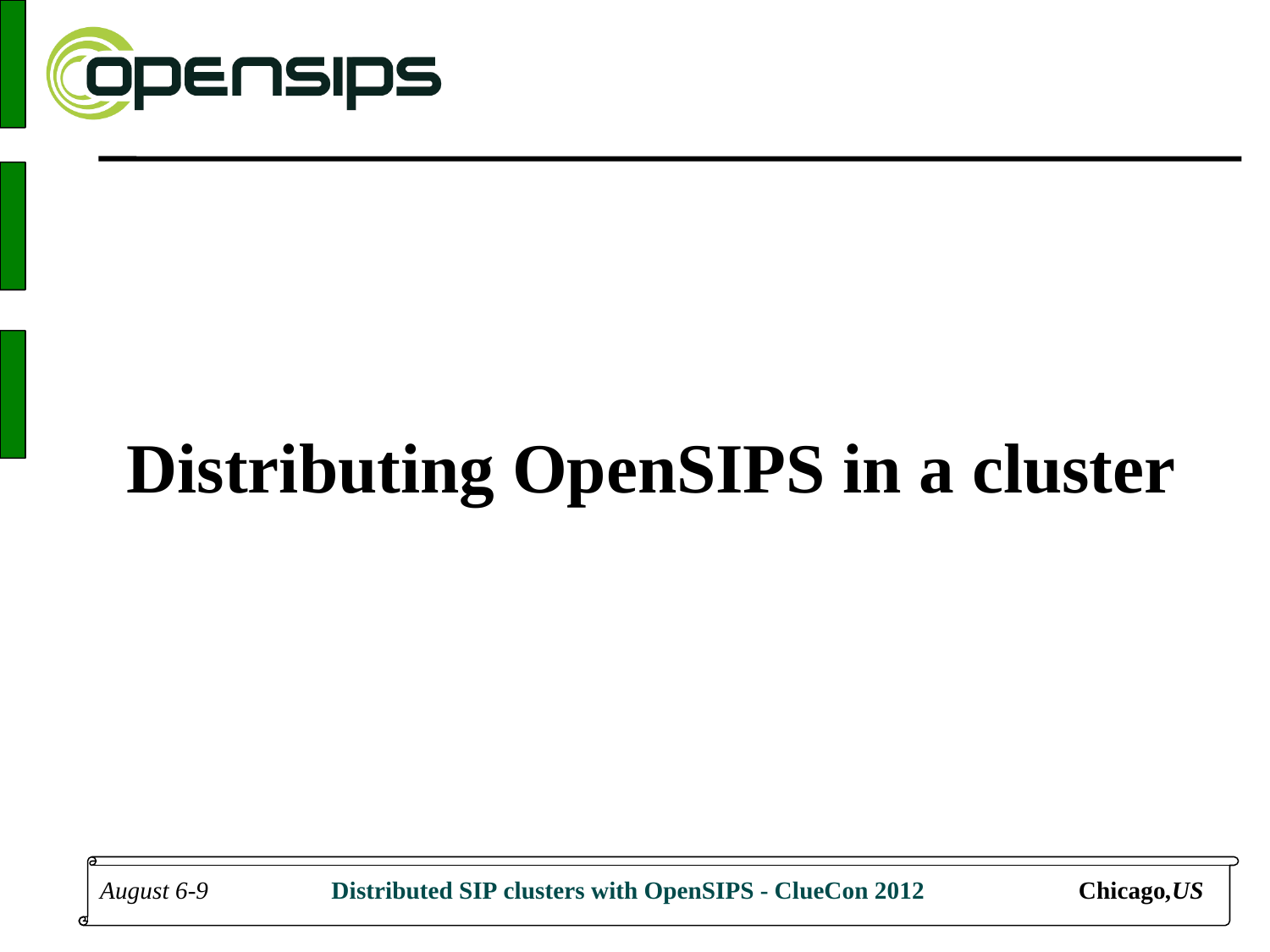# Distributing OpenSIPS in a cluster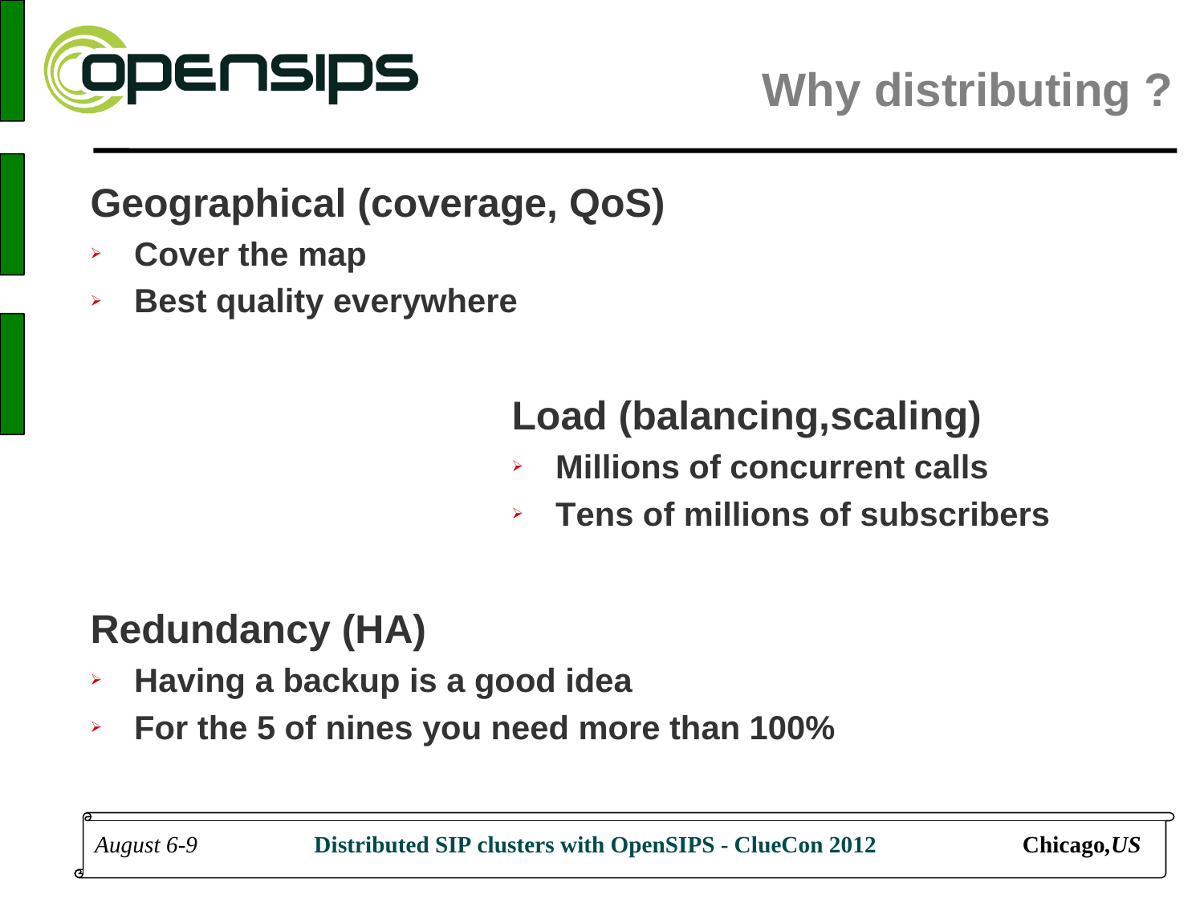# Why distributing ?

## Geographical (coverage, QoS)

- **Cover the map**
- **Best quality everywhere**

## Load (balancing,scaling)

- **Millions of concurrent calls**
- **Tens of millions of subscribers**

## Redundancy (HA)

- **Having a backup is a good idea**
- **For the 5 of nines you need more than 100%**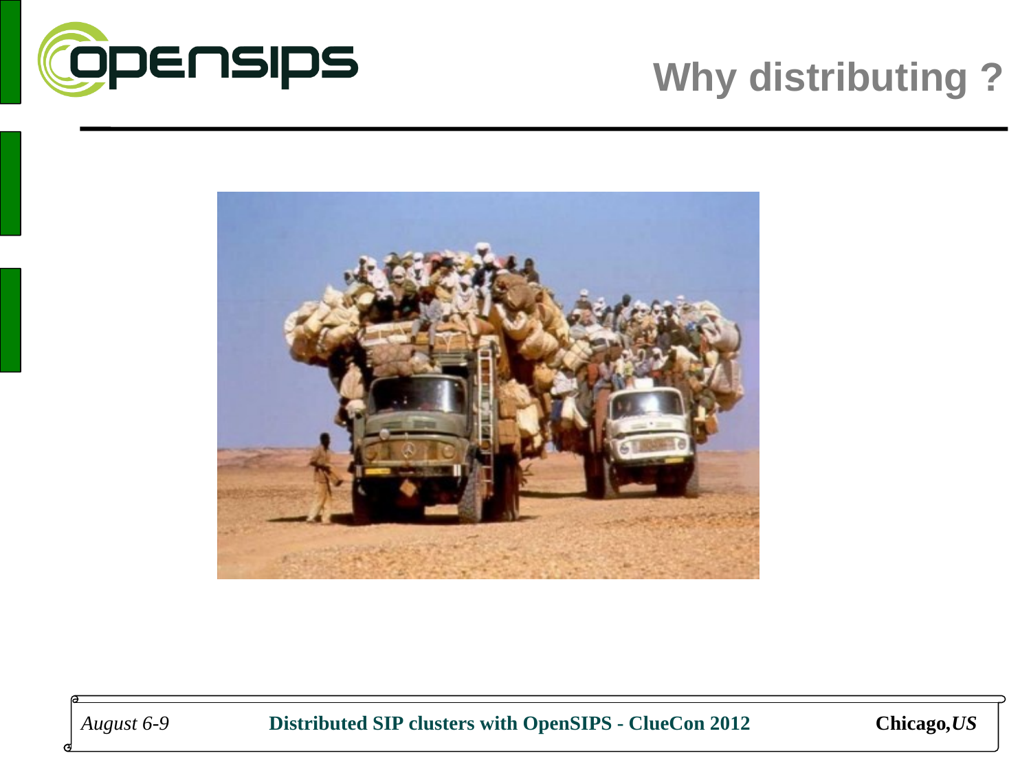# Why distributing ?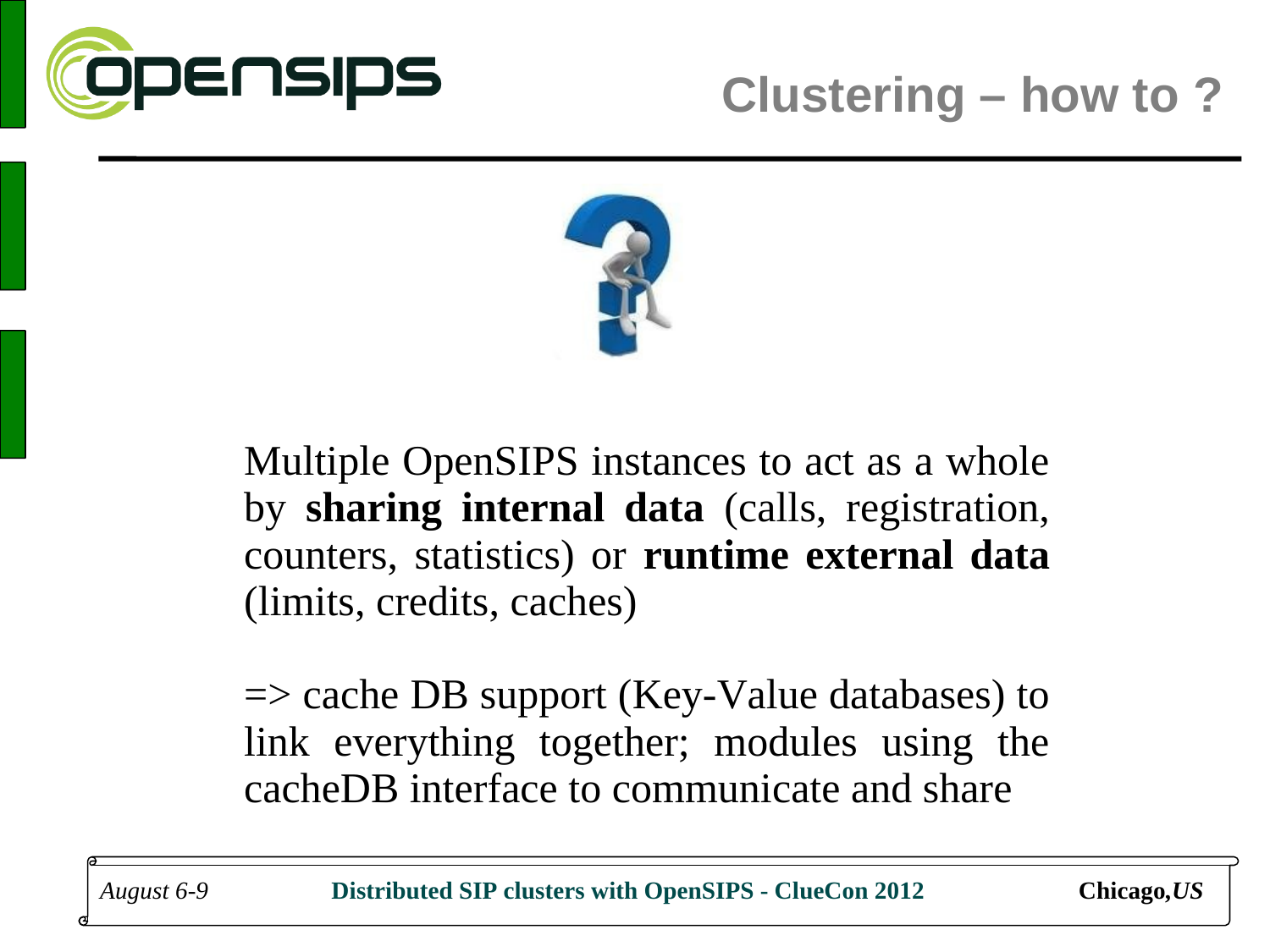# Clustering – how to ?

Multiple OpenSIPS instances to act as a whole by **sharing internal data** (calls, registration, counters, statistics) or **runtime external data** (limits, credits, caches)

=> cache DB support (Key-Value databases) to link everything together; modules using the cacheDB interface to communicate and share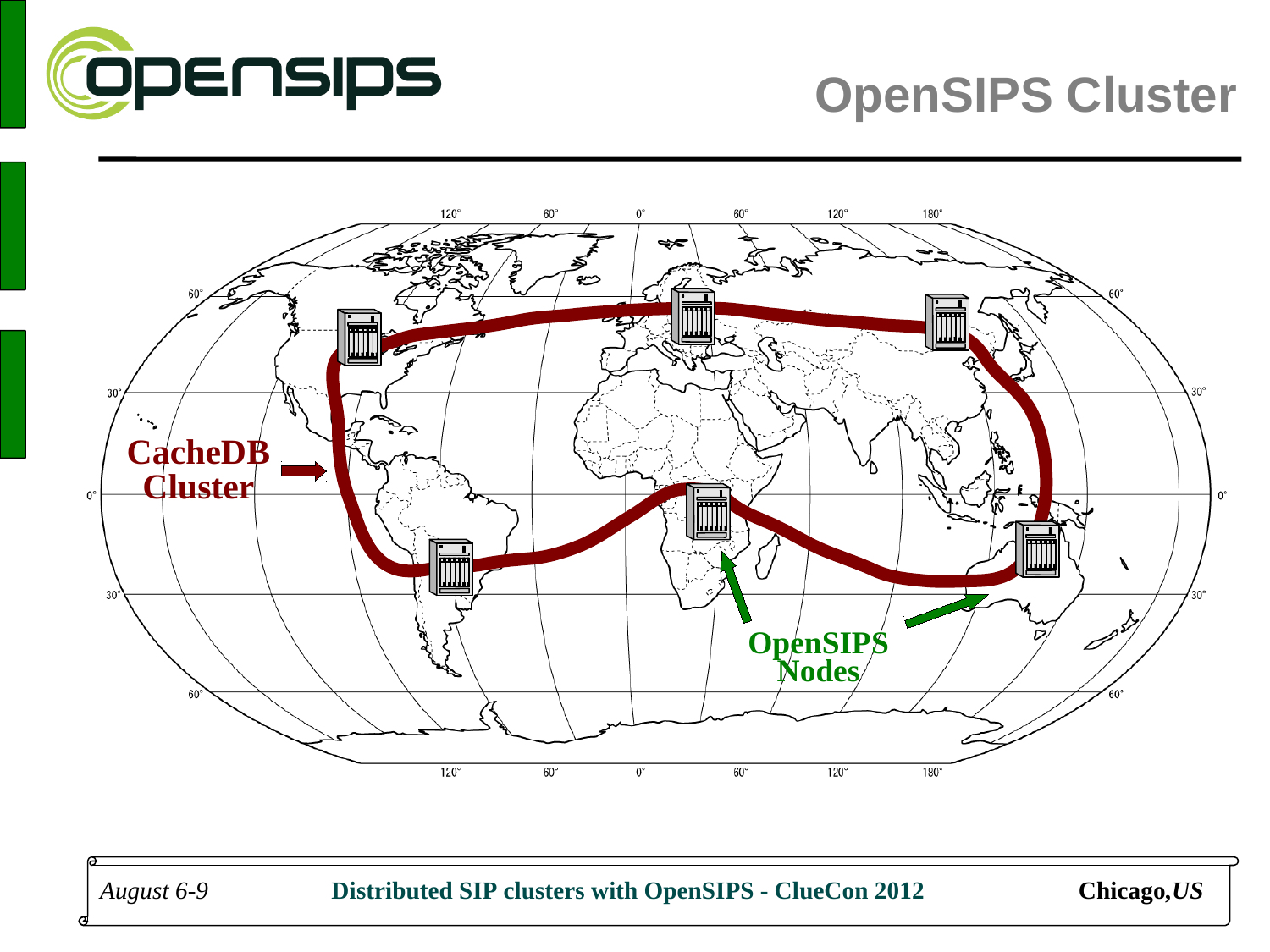# OpenSIPS Cluster

CacheDB Cluster

OpenSIPS Nodes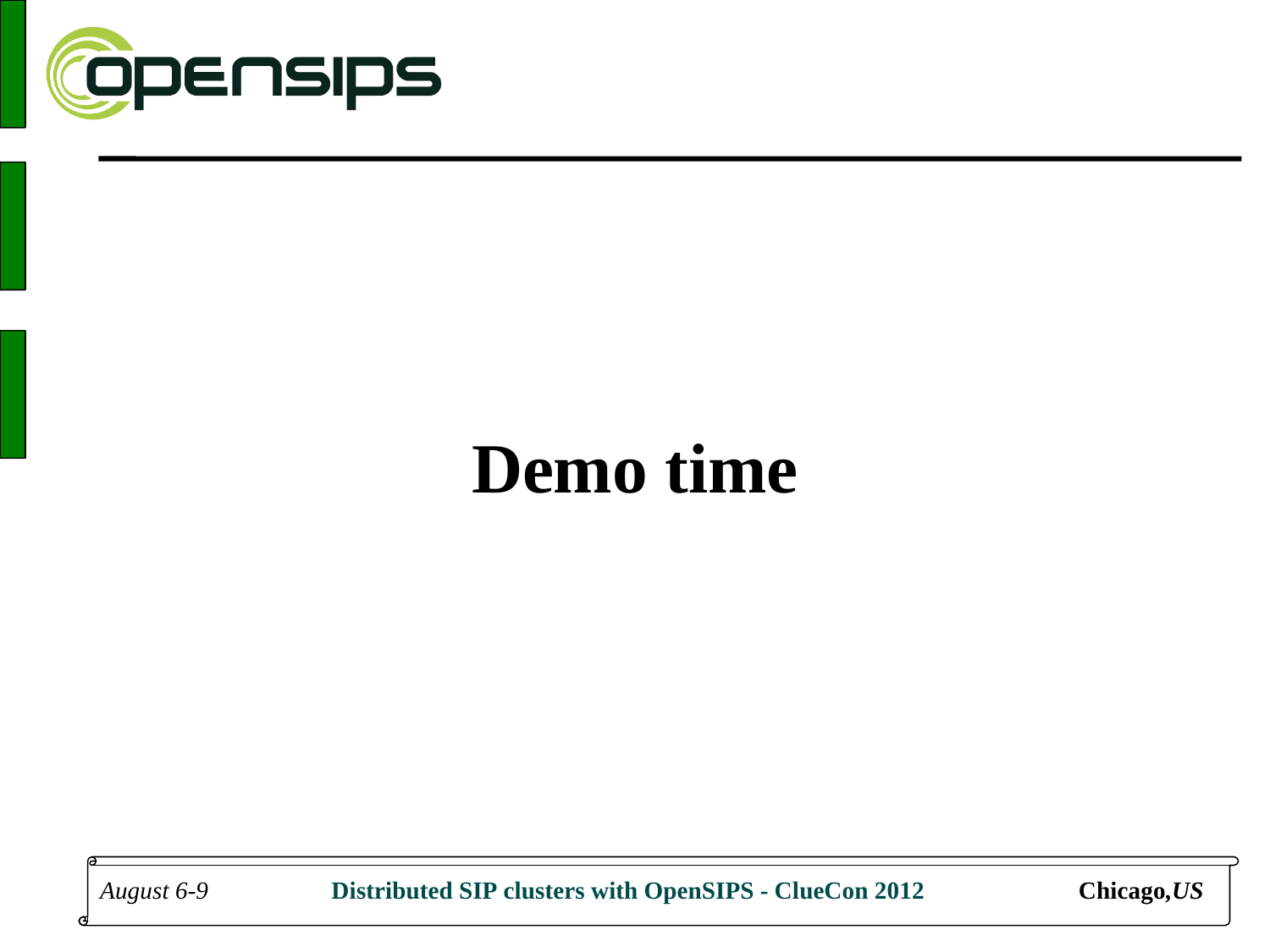# Demo time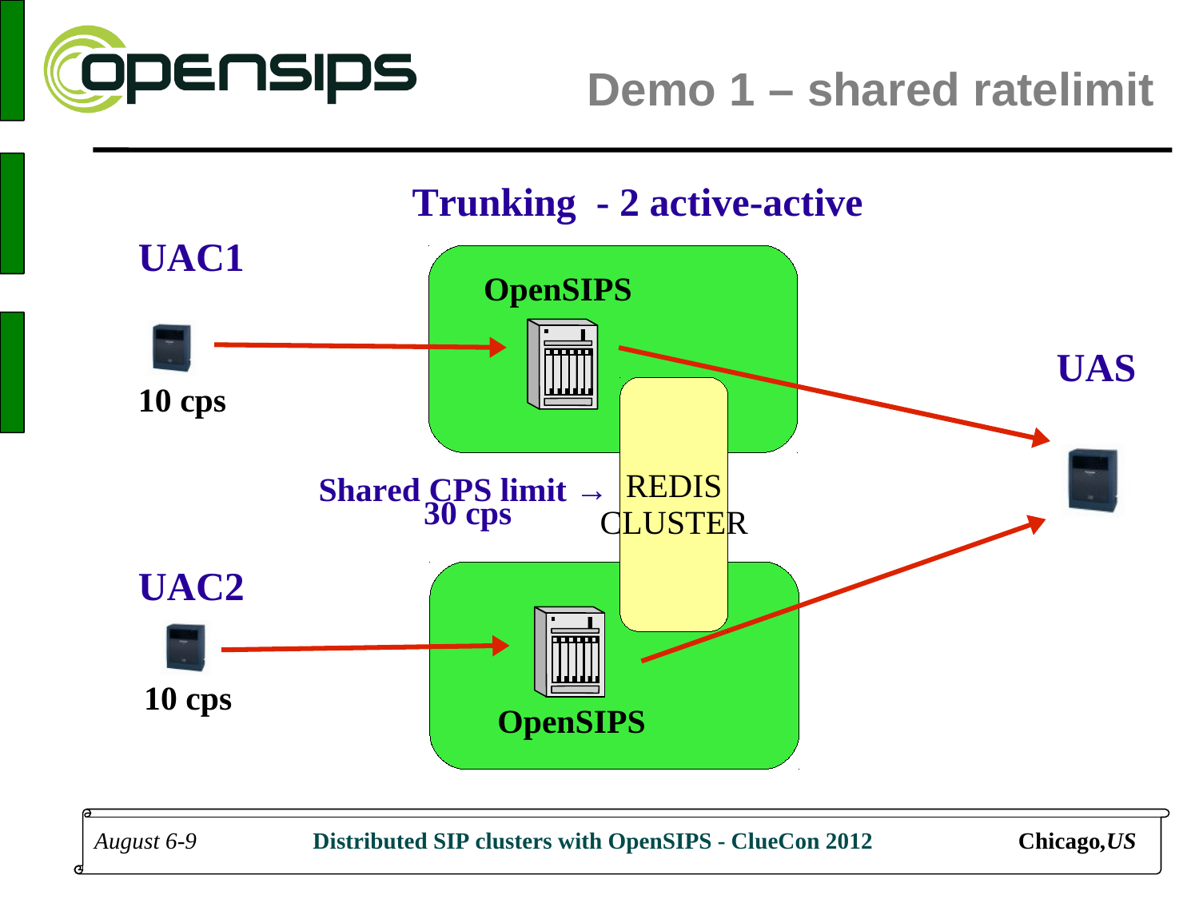# Demo 1 – shared ratelimit

## Trunking - 2 active-active

**UAC1**

**10 cps**

**OpenSIPS**

**UAS**

**Shared CPS limit → 30 cps**

REDIS CLUSTER

**UAC2**

**10 cps**

**OpenSIPS**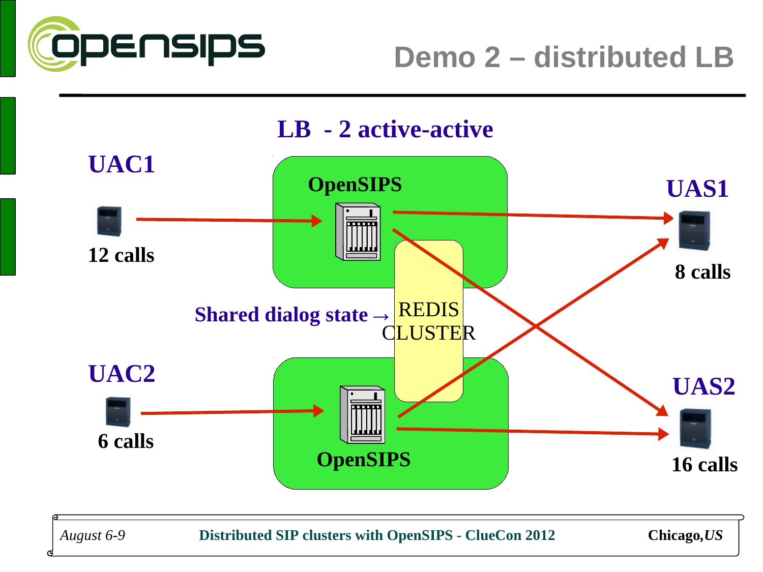# Demo 2 – distributed LB

**LB - 2 active-active**

**UAC1**

**12 calls**

**OpenSIPS**

**UAS1**

**8 calls**

**Shared dialog state →** REDIS CLUSTER

**UAC2**

**6 calls**

**OpenSIPS**

**UAS2**

**16 calls**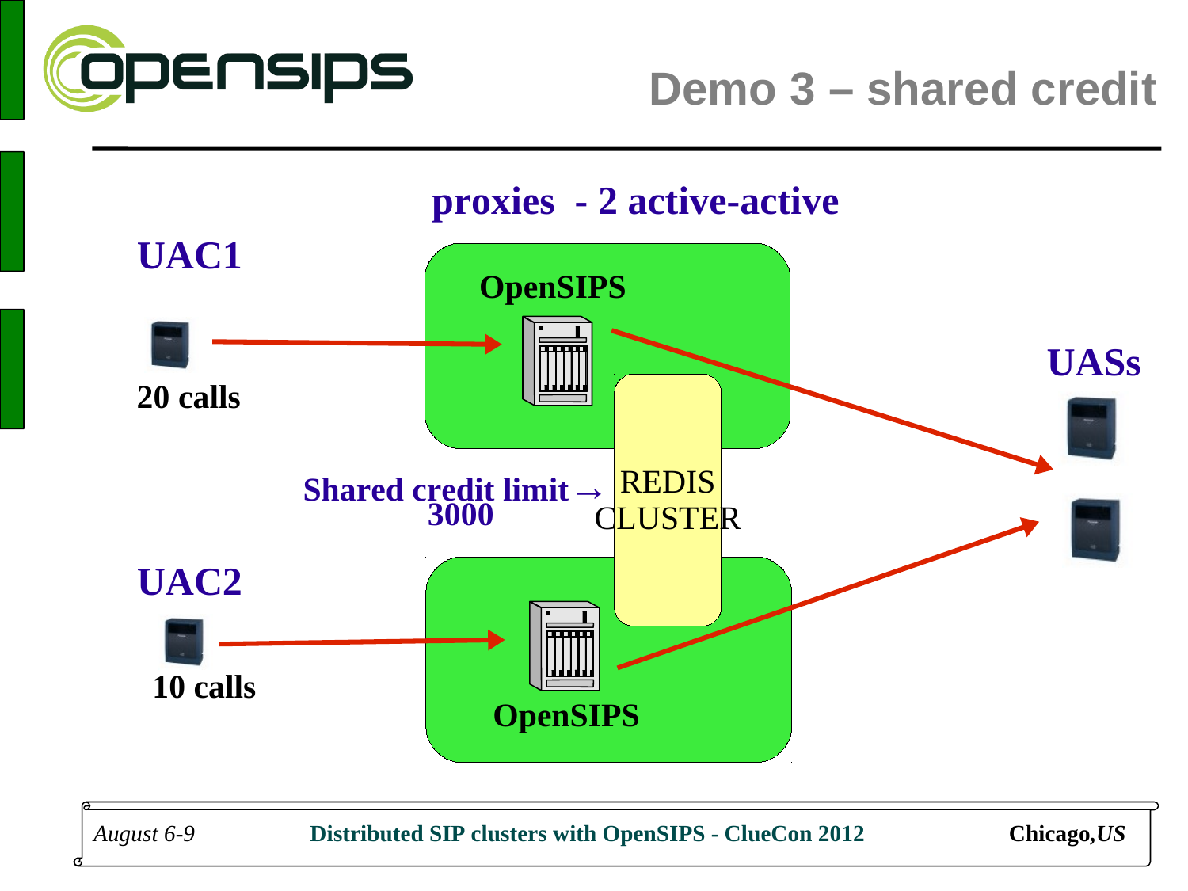# Demo 3 – shared credit

**proxies - 2 active-active**

**UAC1**

**20 calls**

**OpenSIPS**

**UASs**

**Shared credit limit → 3000**

REDIS CLUSTER

**UAC2**

**10 calls**

**OpenSIPS**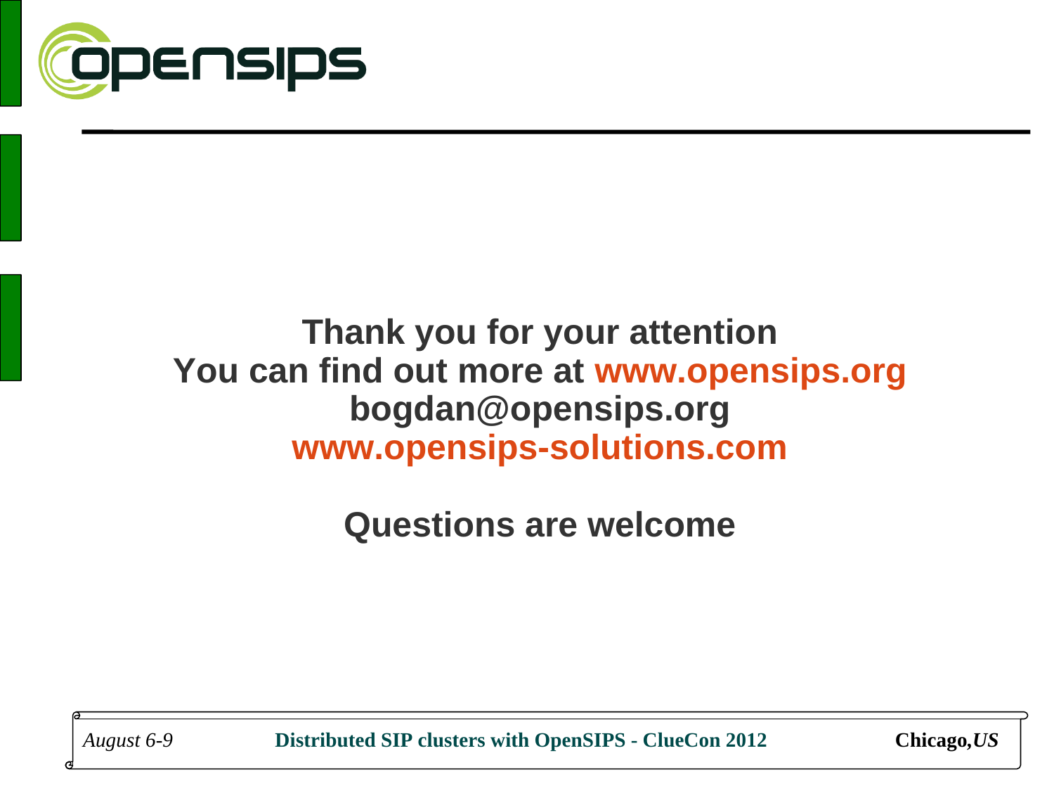**Thank you for your attention**

**You can find out more at www.opensips.org**

**bogdan@opensips.org**

**www.opensips-solutions.com**

**Questions are welcome**